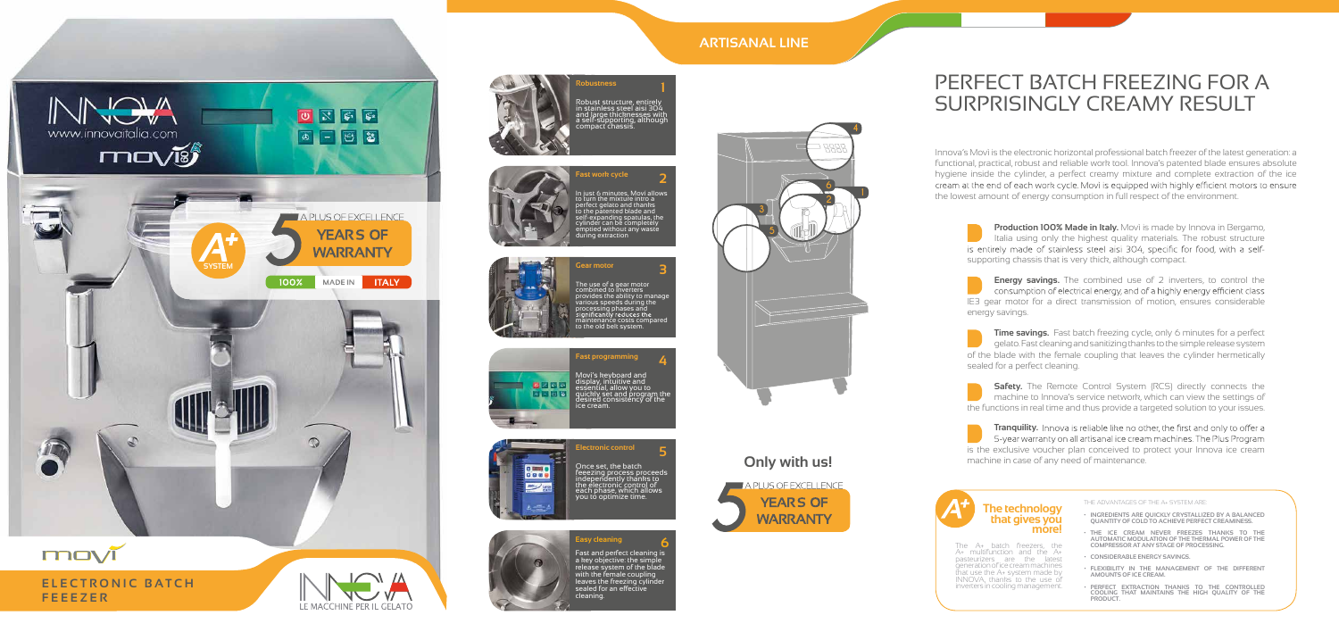## ARTISANAL LINE

# PERFECT BATCH FREEZING FOR A SURPRISINGLY CREAMY RESULT

Innova's Movì is the electronic horizontal professional batch freezer of the latest generation: a functional, practical, robust and reliable work tool. Innova's patented blade ensures absolute hygiene inside the cylinder, a perfect creamy mixture and complete extraction of the ice cream at the end of each work cycle. Movì is equipped with highly efficient motors to ensure the lowest amount of energy consumption in full respect of the environment.

**Production 100% Made in Italy.** Movì is made by Innova in Bergamo, Italia using only the highest quality materials. The robust structure is entirely made of stainless steel aisi 304, specific for food, with a self-supporting chassis that is very thick, although compact.

**Energy savings.** The combined use of 2 inverters, to control the consumption of electrical energy, and of a highly energy efficient class IE3 gear motor for a direct transmission of motion, ensures considerable energy savings.

**Time savings.** Fast batch freezing cycle, only 6 minutes for a perfect gelato. Fast cleaning and sanitizing thanks to the simple release system of the blade with the female coupling that leaves the cylinder hermetically sealed for a perfect cleaning.

**Safety.** The Remote Control System (RCS) directly connects the machine to Innova's service network, which can view the settings of the functions in real time and thus provide a targeted solution to your issues.

**Tranquility.** Innova is reliable like no other, the first and only to offer a 5-year warranty on all artisanal ice cream machines. The Plus Program is the exclusive voucher plan conceived to protect your Innova ice cream machine in case of any need of maintenance.

### The technology that gives you more!

The A+ batch freezers, the A+ multifunction and the A+ pasteurizers are the latest generation of ice cream machines that use the A+ system made by INNOVA, thanks to the use of inverters in cooling management.

THE ADVANTAGES OF THE A+ SYSTEM ARE:

- INGREDIENTS ARE QUICKLY CRYSTALLIZED BY A BALANCED QUANTITY OF COLD TO ACHIEVE PERFECT CREAMINESS.
- THE ICE CREAM NEVER FREEZES THANKS TO THE AUTOMATIC MODULATION OF THE THERMAL POWER OF THE COMPRESSOR AT ANY STAGE OF PROCESSING.
- CONSIDERABLE ENERGY SAVINGS.
- FLEXIBILITY IN THE MANAGEMENT OF THE DIFFERENT AMOUNTS OF ICE CREAM.
- PERFECT EXTRACTION THANKS TO THE CONTROLLED COOLING THAT MAINTAINS THE HIGH QUALITY OF THE PRODUCT.

### 1 Robustness

Robust structure, entirely in stainless steel aisi 304 and large thicknesses with a self-supporting, although compact chassis.

### 2 Fast work cycle

In just 6 minutes, Movì allows to turn the mixture into a perfect gelato and thanks to the patented blade and self-expanding spatulas, the cylinder can be completely emptied without any waste during extraction

### 3 Gear motor

The use of a gear motor combined to inverters provides the ability to manage various speeds during the processing phases and significantly reduces the maintenance costs compared to the old belt system.

### 4 Fast programming

Movì's keyboard and display, intuitive and essential, allow you to quickly set and program the desired consistency of the ice cream.

### 5 Electronic control

Once set, the batch feeezing process proceeds independently thanks to the electronic control of each phase, which allows you to optimize time.

### 6 Easy cleaning

Fast and perfect cleaning is a key objective: the simple release system of the blade with the female coupling leaves the freezing cylinder sealed for an effective cleaning.

## Only with us!

A PLUS OF EXCELLENCE
5 YEARS OF WARRANTY

www.innovaitalia.com

movì

A PLUS OF EXCELLENCE
A+ SYSTEM
5 YEARS OF WARRANTY
100% MADE IN ITALY

movì
**ELECTRONIC BATCH FEEEZER**

INNOVA
LE MACCHINE PER IL GELATO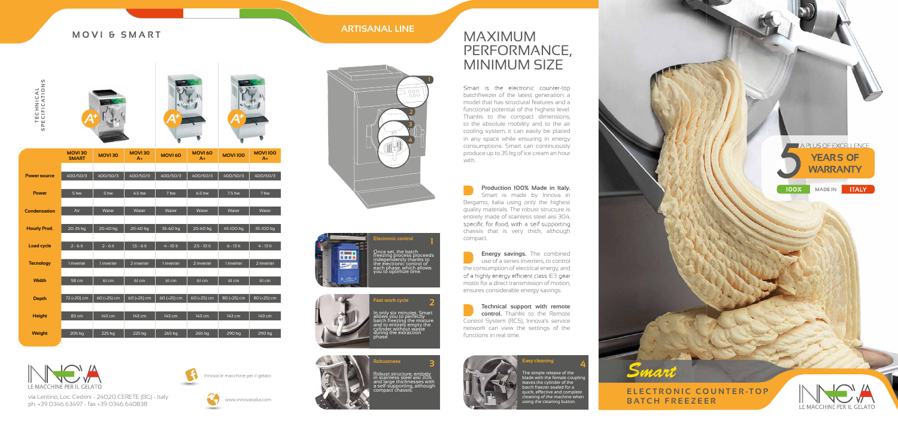# MOVI & SMART

## TECHNICAL SPECIFICATIONS

| | MOVI 30 SMART | MOVI 30 | MOVI 30 A+ | MOVI 60 | MOVI 60 A+ | MOVI 100 | MOVI 100 A+ |
|---|---|---|---|---|---|---|---|
| **Power source** | 400/50/3 | 400/50/3 | 400/50/3 | 400/50/3 | 400/50/3 | 400/50/3 | 400/50/3 |
| **Power** | 5 kw | 5 kw | 4.5 kw | 7 kw | 6.5 kw | 7.5 kw | 7 kw |
| **Condensation** | Air | Water | Water | Water | Water | Water | Water |
| **Hourly Prod.** | 20-35 kg | 20-40 kg | 20-40 kg | 35-60 kg | 20-60 kg | 45-100 kg | 35-100 kg |
| **Load cycle** | 2 - 6 lt | 2 - 6 lt | 1.5 - 6 lt | 4 - 10 lt | 2.5 - 10 lt | 6 - 13 lt | 4 - 13 lt |
| **Tecnology** | 1 inverter | 1 inverter | 2 inverter | 1 inverter | 2 inverter | 1 inverter | 2 inverter |
| **Width** | 58 cm | 61 cm | 61 cm | 61 cm | 61 cm | 61 cm | 61 cm |
| **Depth** | 72 (+20) cm | 60 (+25) cm | 60 (+25) cm | 60 (+25) cm | 60 (+25) cm | 80 (+25) cm | 80 (+25) cm |
| **Height** | 83 cm | 143 cm | 143 cm | 143 cm | 143 cm | 143 cm | 143 cm |
| **Weight** | 205 kg | 225 kg | 225 kg | 265 kg | 265 kg | 290 kg | 290 kg |

LE MACCHINE PER IL GELATO

via Lentino, Loc. Cedrini - 24020 CERETE (BG) - Italy
ph. +39 0346 63497 - fax +39 0346 640838

Innova le macchine per il gelato

www.innovaitalia.com

## ARTISANAL LINE

### 1 Electronic control

Once set, the batch freezing process proceeds independently thanks to the electronic control of each phase, which allows you to optimize time.

### 2 Fast work cycle

In only six minutes, Smart allows you to perfectly batch freezing the mixture and to entirely empty the cylinder without waste during the extraction phase.

### 3 Robustness

Robust structure, entirely in stainless steel aisi 304 and large thicknesses with a self-supporting, although compact chassis.

# MAXIMUM PERFORMANCE, MINIMUM SIZE

Smart is the electronic counter-top batchfreezer of the latest generation: a model that has structural features and a functional potential of the highest level. Thanks to the compact dimensions, to the absolute mobility and to the air cooling system, it can easily be placed in any space while ensuring in energy consumptions. Smart can continuously produce up to 35 kg of ice cream an hour with.

**Production 100% Made in Italy.** Smart is made by Innova in Bergamo, Italia using only the highest quality materials. The robust structure is entirely made of stainless steel aisi 304, specific for food, with a self supporting chassis that is very thick, although compact.

**Energy savings.** The combined use of a series inverters, to control the consumption of electrical energy, and of a highly energy efficient class IE3 gear motor for a direct transmission of motion, ensures considerable energy savings.

**Technical support with remote control.** Thanks to the Remote Control System (RCS), Innova's service network can view the settings of the functions in real time.

### 4 Easy cleaning

The simple release of the blade with the female coupling leaves the cylinder of the batch freezer sealed for a quick, effective and complete cleaning of the machine when using the cleaning button.

5 A PLUS OF EXCELLENCE **YEARS OF WARRANTY**

100% MADE IN ITALY

*Smart*

**ELECTRONIC COUNTER-TOP BATCH FREEZER**

LE MACCHINE PER IL GELATO